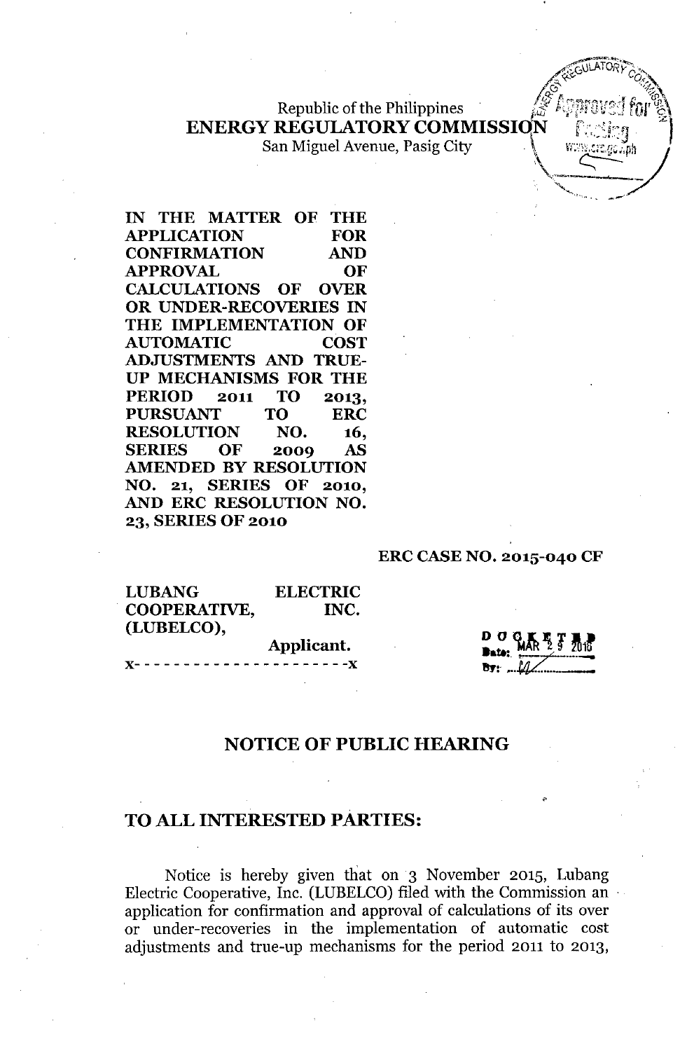Republic of the Philippines

**ENERGY REGULATORY COMMISSION**

San Miguel Avenue, Pasig City

**IN THE MATTER OF THE APPLICATION FOR CONFIRMATION AND APPROVAL OF CALCULATIONS OF OVER OR UNDER-RECOVERIES IN THE IMPLEMENTATION OF AUTOMATIC COST ADJUSTMENTS AND TRUE-UP MECHANISMS FOR THE PERIOD 2011 TO 2013, PURSUANT TO ERC RESOLUTION NO. 16, SERIES OF 2009 AS AMENDED BY RESOLUTION NO. 21, SERIES OF 2010, AND ERC RESOLUTION NO. 23, SERIES OF 2010**

**ERC CASE NO. 2015-040 CF**

**LUBANG ELECTRIC COOPERATIVE, INC. (LUBELCO),**

**Applicant.**

x- - - - - - - - - - - - - - - - - - - - - -x

DOCKETED
Date: MAR 29 2016
By: ___

## NOTICE OF PUBLIC HEARING

## TO ALL INTERESTED PARTIES:

Notice is hereby given that on 3 November 2015, Lubang Electric Cooperative, Inc. (LUBELCO) filed with the Commission an application for confirmation and approval of calculations of its over or under-recoveries in the implementation of automatic cost adjustments and true-up mechanisms for the period 2011 to 2013,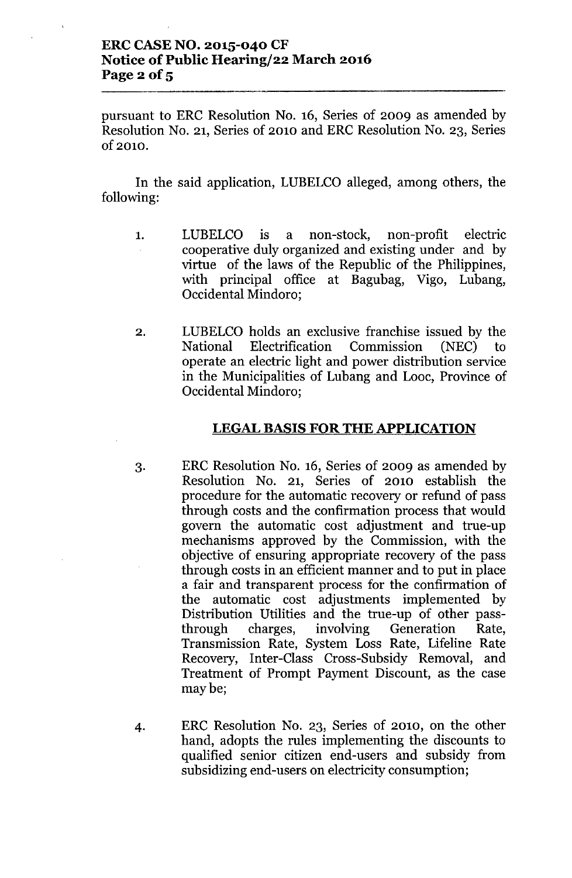pursuant to ERC Resolution No. 16, Series of 2009 as amended by Resolution No. 21, Series of 2010 and ERC Resolution No. 23, Series of 2010.

In the said application, LUBELCO alleged, among others, the following:

1. LUBELCO is a non-stock, non-profit electric cooperative duly organized and existing under and by virtue of the laws of the Republic of the Philippines, with principal office at Bagubag, Vigo, Lubang, Occidental Mindoro;

2. LUBELCO holds an exclusive franchise issued by the National Electrification Commission (NEC) to operate an electric light and power distribution service in the Municipalities of Lubang and Looc, Province of Occidental Mindoro;

## LEGAL BASIS FOR THE APPLICATION

3. ERC Resolution No. 16, Series of 2009 as amended by Resolution No. 21, Series of 2010 establish the procedure for the automatic recovery or refund of pass through costs and the confirmation process that would govern the automatic cost adjustment and true-up mechanisms approved by the Commission, with the objective of ensuring appropriate recovery of the pass through costs in an efficient manner and to put in place a fair and transparent process for the confirmation of the automatic cost adjustments implemented by Distribution Utilities and the true-up of other pass-through charges, involving Generation Rate, Transmission Rate, System Loss Rate, Lifeline Rate Recovery, Inter-Class Cross-Subsidy Removal, and Treatment of Prompt Payment Discount, as the case may be;

4. ERC Resolution No. 23, Series of 2010, on the other hand, adopts the rules implementing the discounts to qualified senior citizen end-users and subsidy from subsidizing end-users on electricity consumption;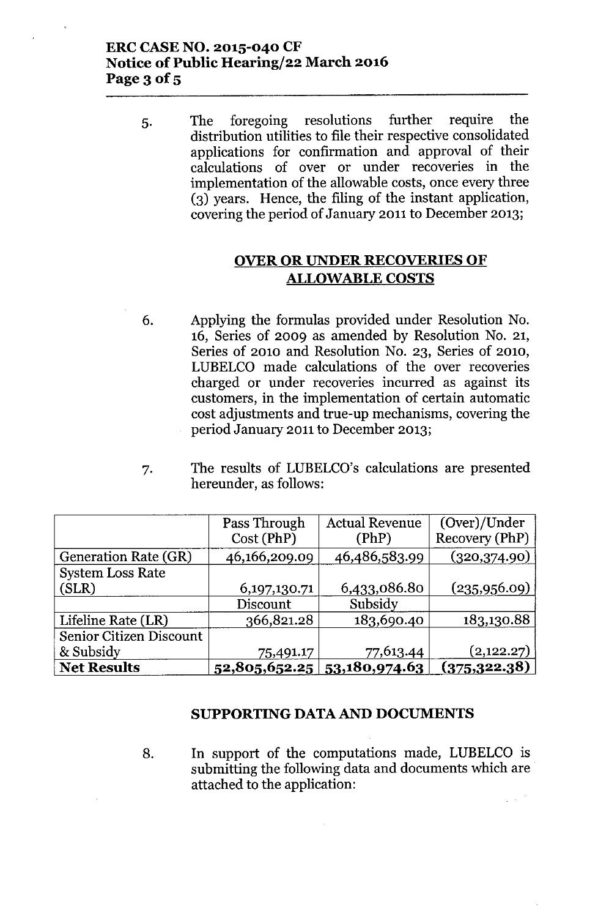5. The foregoing resolutions further require the distribution utilities to file their respective consolidated applications for confirmation and approval of their calculations of over or under recoveries in the implementation of the allowable costs, once every three (3) years. Hence, the filing of the instant application, covering the period of January 2011 to December 2013;

## OVER OR UNDER RECOVERIES OF ALLOWABLE COSTS

6. Applying the formulas provided under Resolution No. 16, Series of 2009 as amended by Resolution No. 21, Series of 2010 and Resolution No. 23, Series of 2010, LUBELCO made calculations of the over recoveries charged or under recoveries incurred as against its customers, in the implementation of certain automatic cost adjustments and true-up mechanisms, covering the period January 2011 to December 2013;

7. The results of LUBELCO's calculations are presented hereunder, as follows:

| | Pass Through Cost (PhP) | Actual Revenue (PhP) | (Over)/Under Recovery (PhP) |
|---|---|---|---|
| Generation Rate (GR) | 46,166,209.09 | 46,486,583.99 | (320,374.90) |
| System Loss Rate (SLR) | 6,197,130.71 | 6,433,086.80 | (235,956.09) |
| | Discount | Subsidy | |
| Lifeline Rate (LR) | 366,821.28 | 183,690.40 | 183,130.88 |
| Senior Citizen Discount & Subsidy | 75,491.17 | 77,613.44 | (2,122.27) |
| **Net Results** | **52,805,652.25** | **53,180,974.63** | **(375,322.38)** |

## SUPPORTING DATA AND DOCUMENTS

8. In support of the computations made, LUBELCO is submitting the following data and documents which are attached to the application: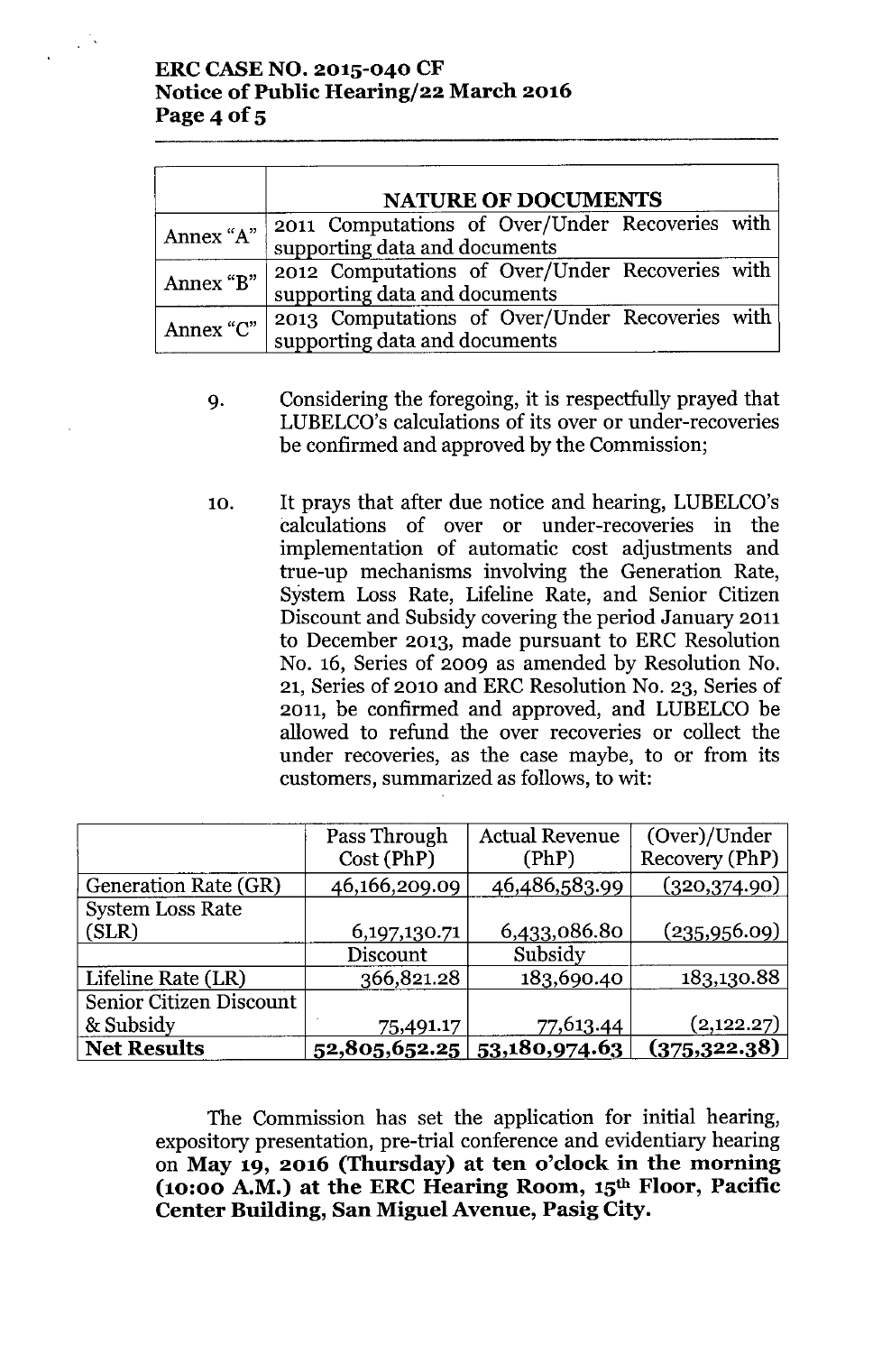| | NATURE OF DOCUMENTS |
|---|---|
| Annex "A" | 2011 Computations of Over/Under Recoveries with supporting data and documents |
| Annex "B" | 2012 Computations of Over/Under Recoveries with supporting data and documents |
| Annex "C" | 2013 Computations of Over/Under Recoveries with supporting data and documents |

9. Considering the foregoing, it is respectfully prayed that LUBELCO's calculations of its over or under-recoveries be confirmed and approved by the Commission;

10. It prays that after due notice and hearing, LUBELCO's calculations of over or under-recoveries in the implementation of automatic cost adjustments and true-up mechanisms involving the Generation Rate, System Loss Rate, Lifeline Rate, and Senior Citizen Discount and Subsidy covering the period January 2011 to December 2013, made pursuant to ERC Resolution No. 16, Series of 2009 as amended by Resolution No. 21, Series of 2010 and ERC Resolution No. 23, Series of 2011, be confirmed and approved, and LUBELCO be allowed to refund the over recoveries or collect the under recoveries, as the case maybe, to or from its customers, summarized as follows, to wit:

| | Pass Through Cost (PhP) | Actual Revenue (PhP) | (Over)/Under Recovery (PhP) |
|---|---|---|---|
| Generation Rate (GR) | 46,166,209.09 | 46,486,583.99 | (320,374.90) |
| System Loss Rate (SLR) | 6,197,130.71 | 6,433,086.80 | (235,956.09) |
| | Discount | Subsidy | |
| Lifeline Rate (LR) | 366,821.28 | 183,690.40 | 183,130.88 |
| Senior Citizen Discount & Subsidy | 75,491.17 | 77,613.44 | (2,122.27) |
| **Net Results** | **52,805,652.25** | **53,180,974.63** | **(375,322.38)** |

The Commission has set the application for initial hearing, expository presentation, pre-trial conference and evidentiary hearing on **May 19, 2016 (Thursday) at ten o'clock in the morning (10:00 A.M.) at the ERC Hearing Room, 15th Floor, Pacific Center Building, San Miguel Avenue, Pasig City.**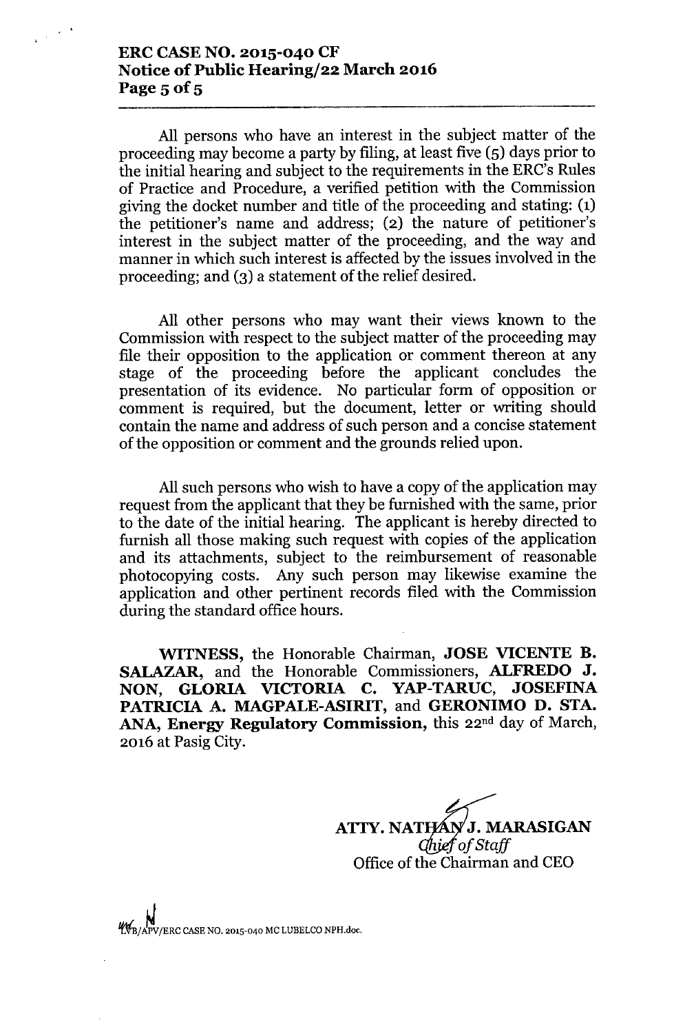All persons who have an interest in the subject matter of the proceeding may become a party by filing, at least five (5) days prior to the initial hearing and subject to the requirements in the ERC's Rules of Practice and Procedure, a verified petition with the Commission giving the docket number and title of the proceeding and stating: (1) the petitioner's name and address; (2) the nature of petitioner's interest in the subject matter of the proceeding, and the way and manner in which such interest is affected by the issues involved in the proceeding; and (3) a statement of the relief desired.

All other persons who may want their views known to the Commission with respect to the subject matter of the proceeding may file their opposition to the application or comment thereon at any stage of the proceeding before the applicant concludes the presentation of its evidence. No particular form of opposition or comment is required, but the document, letter or writing should contain the name and address of such person and a concise statement of the opposition or comment and the grounds relied upon.

All such persons who wish to have a copy of the application may request from the applicant that they be furnished with the same, prior to the date of the initial hearing. The applicant is hereby directed to furnish all those making such request with copies of the application and its attachments, subject to the reimbursement of reasonable photocopying costs. Any such person may likewise examine the application and other pertinent records filed with the Commission during the standard office hours.

**WITNESS,** the Honorable Chairman, **JOSE VICENTE B. SALAZAR,** and the Honorable Commissioners, **ALFREDO J. NON, GLORIA VICTORIA C. YAP-TARUC, JOSEFINA PATRICIA A. MAGPALE-ASIRIT,** and **GERONIMO D. STA. ANA, Energy Regulatory Commission,** this 22nd day of March, 2016 at Pasig City.

**ATTY. NATHAN J. MARASIGAN**
*Chief of Staff*
Office of the Chairman and CEO

LVB/APV/ERC CASE NO. 2015-040 MC LUBELCO NPH.doc.